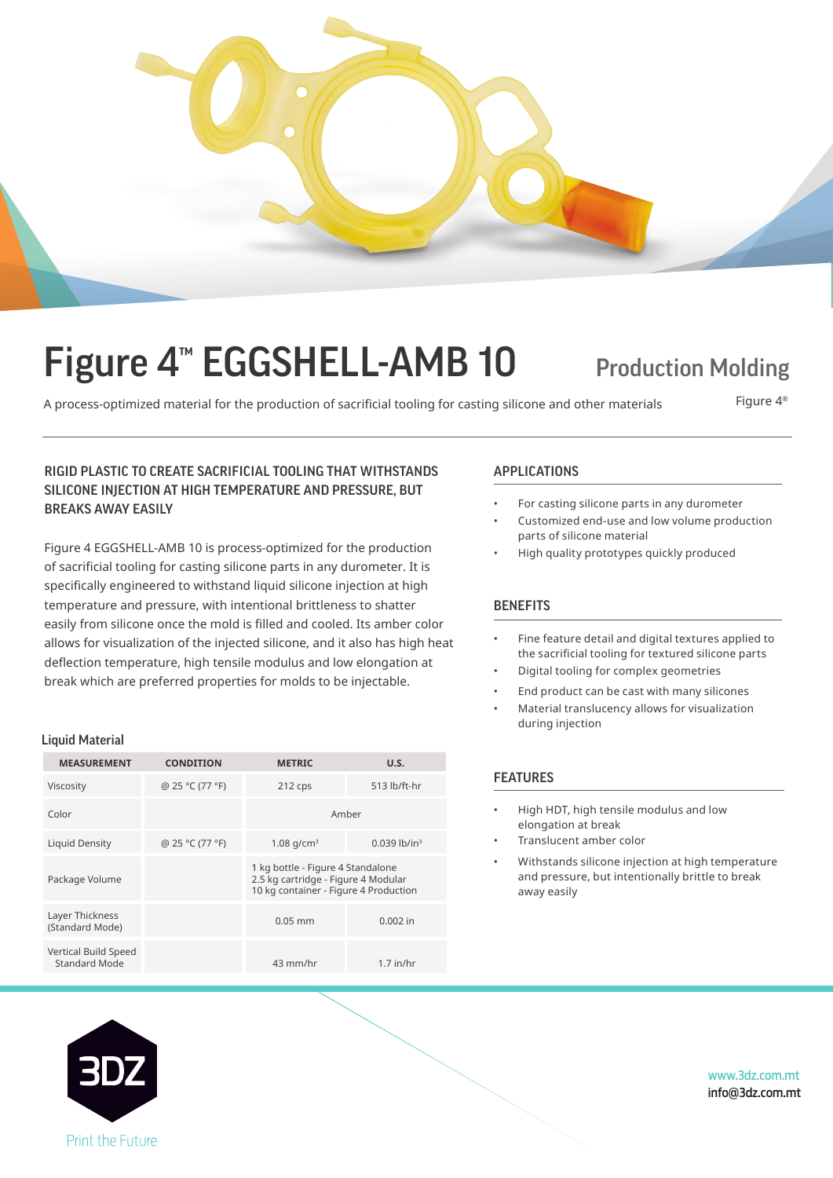# Figure 4™ EGGSHELL-AMB 10

## Production Molding

A process-optimized material for the production of sacrificial tooling for casting silicone and other materials

Figure 4®

### RIGID PLASTIC TO CREATE SACRIFICIAL TOOLING THAT WITHSTANDS SILICONE INJECTION AT HIGH TEMPERATURE AND PRESSURE, BUT BREAKS AWAY EASILY

Figure 4 EGGSHELL-AMB 10 is process-optimized for the production of sacrificial tooling for casting silicone parts in any durometer. It is specifically engineered to withstand liquid silicone injection at high temperature and pressure, with intentional brittleness to shatter easily from silicone once the mold is filled and cooled. Its amber color allows for visualization of the injected silicone, and it also has high heat deflection temperature, high tensile modulus and low elongation at break which are preferred properties for molds to be injectable.

### Liquid Material

| MEASUREMENT | CONDITION | METRIC | U.S. |
|---|---|---|---|
| Viscosity | @ 25 °C (77 °F) | 212 cps | 513 lb/ft-hr |
| Color | | Amber | |
| Liquid Density | @ 25 °C (77 °F) | 1.08 g/cm³ | 0.039 lb/in³ |
| Package Volume | | 1 kg bottle - Figure 4 Standalone<br>2.5 kg cartridge - Figure 4 Modular<br>10 kg container - Figure 4 Production | |
| Layer Thickness (Standard Mode) | | 0.05 mm | 0.002 in |
| Vertical Build Speed Standard Mode | | 43 mm/hr | 1.7 in/hr |

### APPLICATIONS

- For casting silicone parts in any durometer
- Customized end-use and low volume production parts of silicone material
- High quality prototypes quickly produced

### BENEFITS

- Fine feature detail and digital textures applied to the sacrificial tooling for textured silicone parts
- Digital tooling for complex geometries
- End product can be cast with many silicones
- Material translucency allows for visualization during injection

### FEATURES

- High HDT, high tensile modulus and low elongation at break
- Translucent amber color
- Withstands silicone injection at high temperature and pressure, but intentionally brittle to break away easily

3DZ

Print the Future

www.3dz.com.mt
info@3dz.com.mt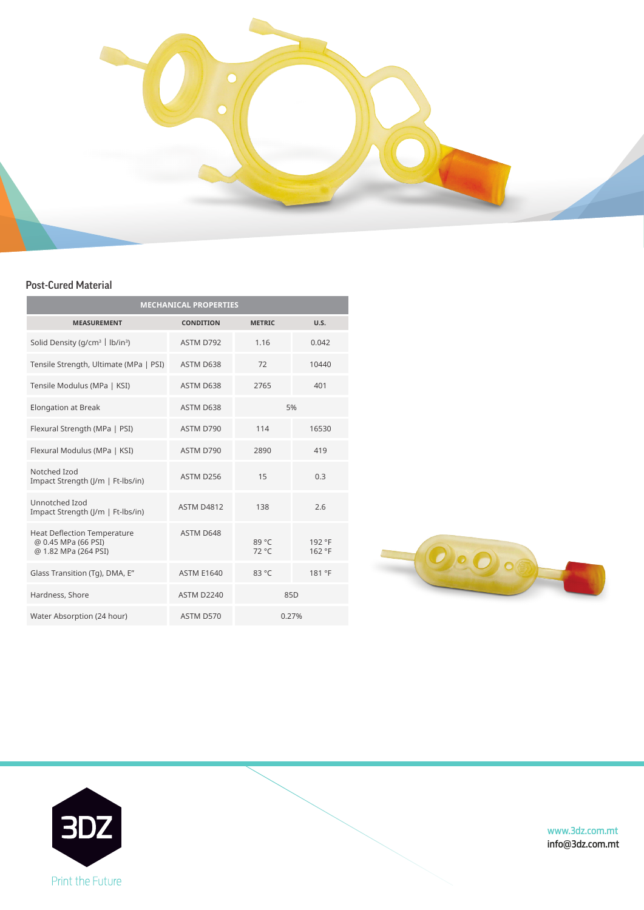## Post-Cured Material

| MECHANICAL PROPERTIES | | | |
|---|---|---|---|
| **MEASUREMENT** | **CONDITION** | **METRIC** | **U.S.** |
| Solid Density (g/cm³ \| lb/in³) | ASTM D792 | 1.16 | 0.042 |
| Tensile Strength, Ultimate (MPa \| PSI) | ASTM D638 | 72 | 10440 |
| Tensile Modulus (MPa \| KSI) | ASTM D638 | 2765 | 401 |
| Elongation at Break | ASTM D638 | 5% | |
| Flexural Strength (MPa \| PSI) | ASTM D790 | 114 | 16530 |
| Flexural Modulus (MPa \| KSI) | ASTM D790 | 2890 | 419 |
| Notched Izod Impact Strength (J/m \| Ft-lbs/in) | ASTM D256 | 15 | 0.3 |
| Unnotched Izod Impact Strength (J/m \| Ft-lbs/in) | ASTM D4812 | 138 | 2.6 |
| Heat Deflection Temperature @ 0.45 MPa (66 PSI) @ 1.82 MPa (264 PSI) | ASTM D648 | 89 °C 72 °C | 192 °F 162 °F |
| Glass Transition (Tg), DMA, E" | ASTM E1640 | 83 °C | 181 °F |
| Hardness, Shore | ASTM D2240 | 85D | |
| Water Absorption (24 hour) | ASTM D570 | 0.27% | |

3DZ

Print the Future

www.3dz.com.mt
info@3dz.com.mt